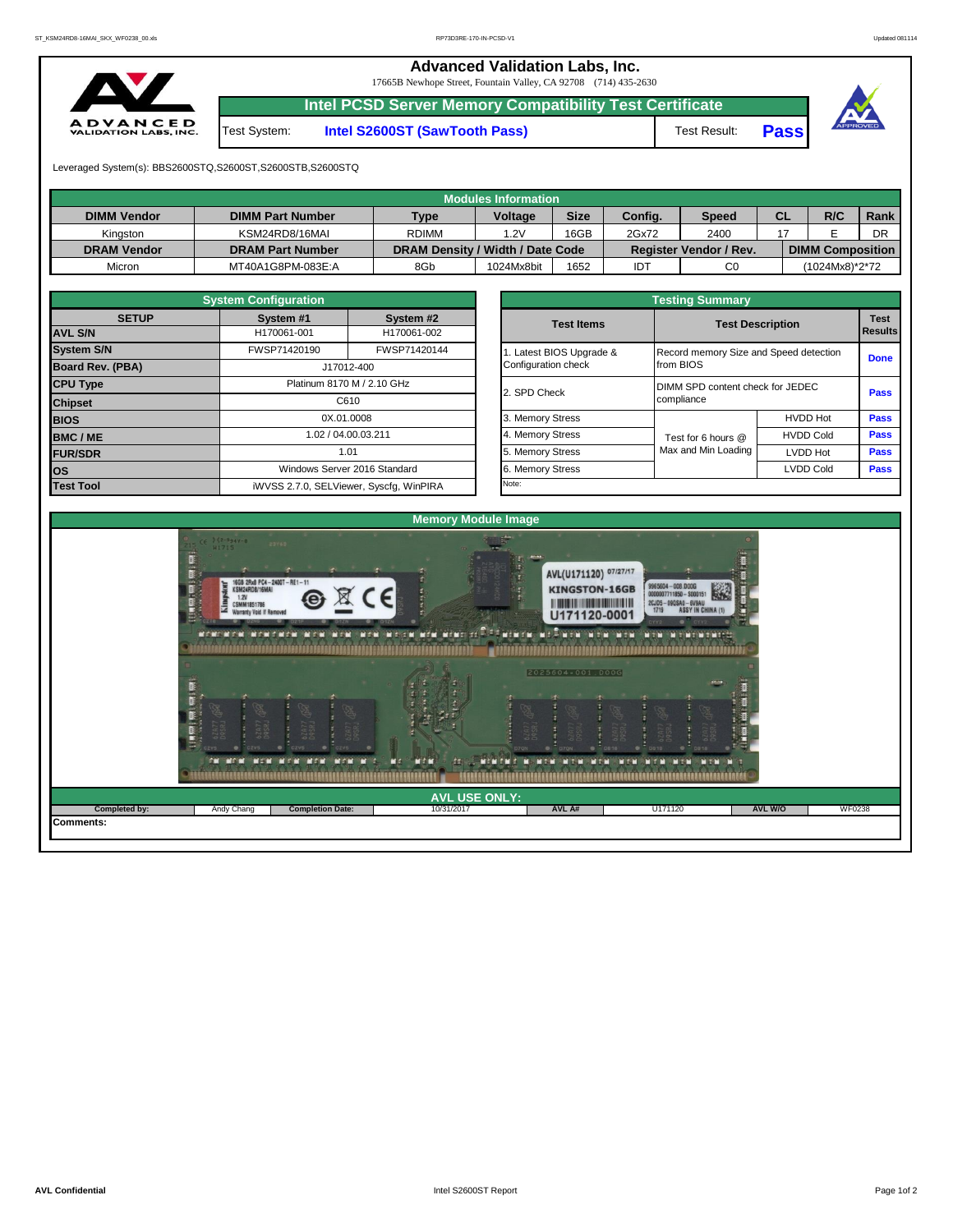# Advanced Validation Labs, Inc.

17665B Newhope Street, Fountain Valley, CA 92708 (714) 435-2630

## Intel PCSD Server Memory Compatibility Test Certificate

| Test System: | Intel S2600ST (SawTooth Pass) | Test Result: | Pass |
|---|---|---|---|

Leveraged System(s): BBS2600STQ,S2600ST,S2600STB,S2600STQ

## Modules Information

| DIMM Vendor | DIMM Part Number | Type | Voltage | Size | Config. | Speed | CL | R/C | Rank |
|---|---|---|---|---|---|---|---|---|---|
| Kingston | KSM24RD8/16MAI | RDIMM | 1.2V | 16GB | 2Gx72 | 2400 | 17 | E | DR |
| **DRAM Vendor** | **DRAM Part Number** | **DRAM Density / Width / Date Code** | | | **Register Vendor / Rev.** | | **DIMM Composition** | | |
| Micron | MT40A1G8PM-083E:A | 8Gb | 1024Mx8bit | 1652 | IDT | C0 | (1024Mx8)*2*72 | | |

## System Configuration

| SETUP | System #1 | System #2 |
|---|---|---|
| AVL S/N | H170061-001 | H170061-002 |
| System S/N | FWSP71420190 | FWSP71420144 |
| Board Rev. (PBA) | J17012-400 | |
| CPU Type | Platinum 8170 M / 2.10 GHz | |
| Chipset | C610 | |
| BIOS | 0X.01.0008 | |
| BMC / ME | 1.02 / 04.00.03.211 | |
| FUR/SDR | 1.01 | |
| OS | Windows Server 2016 Standard | |
| Test Tool | iWVSS 2.7.0, SELViewer, Syscfg, WinPIRA | |

## Testing Summary

| Test Items | Test Description | | Test Results |
|---|---|---|---|
| 1. Latest BIOS Upgrade & Configuration check | Record memory Size and Speed detection from BIOS | | Done |
| 2. SPD Check | DIMM SPD content check for JEDEC compliance | | Pass |
| 3. Memory Stress | Test for 6 hours @ Max and Min Loading | HVDD Hot | Pass |
| 4. Memory Stress | | HVDD Cold | Pass |
| 5. Memory Stress | | LVDD Hot | Pass |
| 6. Memory Stress | | LVDD Cold | Pass |

Note:

## Memory Module Image

## AVL USE ONLY:

| Completed by: | Andy Chang | Completion Date: | 10/31/2017 | AVL A# | U171120 | AVL W/O | WF0238 |
|---|---|---|---|---|---|---|---|

**Comments:**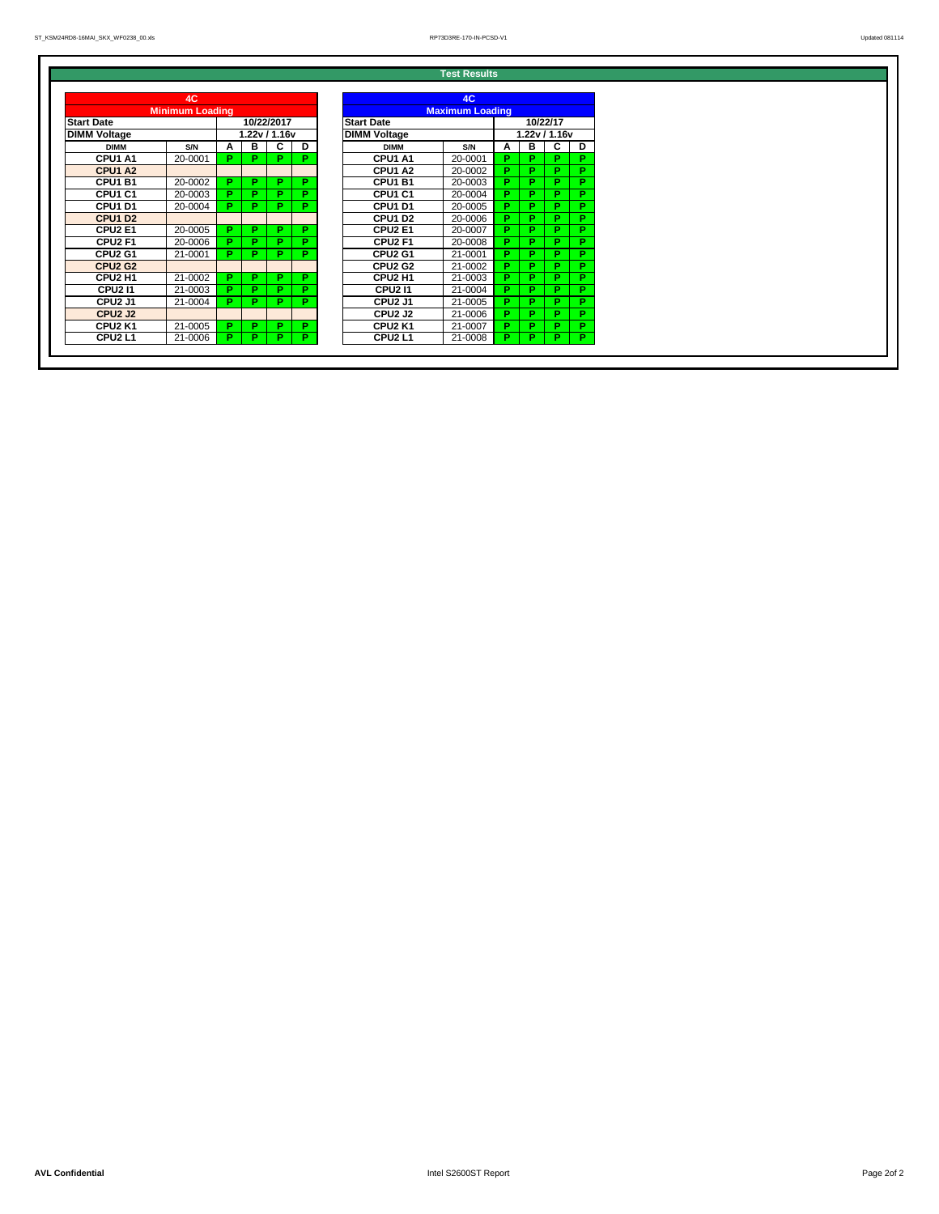## Test Results

| 4C Minimum Loading | | | | | |
|---|---|---|---|---|---|
| **Start Date** | | 10/22/2017 | | | |
| **DIMM Voltage** | | 1.22v / 1.16v | | | |
| **DIMM** | **S/N** | **A** | **B** | **C** | **D** |
| **CPU1 A1** | 20-0001 | P | P | P | P |
| **CPU1 A2** | | | | | |
| **CPU1 B1** | 20-0002 | P | P | P | P |
| **CPU1 C1** | 20-0003 | P | P | P | P |
| **CPU1 D1** | 20-0004 | P | P | P | P |
| **CPU1 D2** | | | | | |
| **CPU2 E1** | 20-0005 | P | P | P | P |
| **CPU2 F1** | 20-0006 | P | P | P | P |
| **CPU2 G1** | 21-0001 | P | P | P | P |
| **CPU2 G2** | | | | | |
| **CPU2 H1** | 21-0002 | P | P | P | P |
| **CPU2 I1** | 21-0003 | P | P | P | P |
| **CPU2 J1** | 21-0004 | P | P | P | P |
| **CPU2 J2** | | | | | |
| **CPU2 K1** | 21-0005 | P | P | P | P |
| **CPU2 L1** | 21-0006 | P | P | P | P |

| 4C Maximum Loading | | | | | |
|---|---|---|---|---|---|
| **Start Date** | | 10/22/17 | | | |
| **DIMM Voltage** | | 1.22v / 1.16v | | | |
| **DIMM** | **S/N** | **A** | **B** | **C** | **D** |
| **CPU1 A1** | 20-0001 | P | P | P | P |
| **CPU1 A2** | 20-0002 | P | P | P | P |
| **CPU1 B1** | 20-0003 | P | P | P | P |
| **CPU1 C1** | 20-0004 | P | P | P | P |
| **CPU1 D1** | 20-0005 | P | P | P | P |
| **CPU1 D2** | 20-0006 | P | P | P | P |
| **CPU2 E1** | 20-0007 | P | P | P | P |
| **CPU2 F1** | 20-0008 | P | P | P | P |
| **CPU2 G1** | 21-0001 | P | P | P | P |
| **CPU2 G2** | 21-0002 | P | P | P | P |
| **CPU2 H1** | 21-0003 | P | P | P | P |
| **CPU2 I1** | 21-0004 | P | P | P | P |
| **CPU2 J1** | 21-0005 | P | P | P | P |
| **CPU2 J2** | 21-0006 | P | P | P | P |
| **CPU2 K1** | 21-0007 | P | P | P | P |
| **CPU2 L1** | 21-0008 | P | P | P | P |